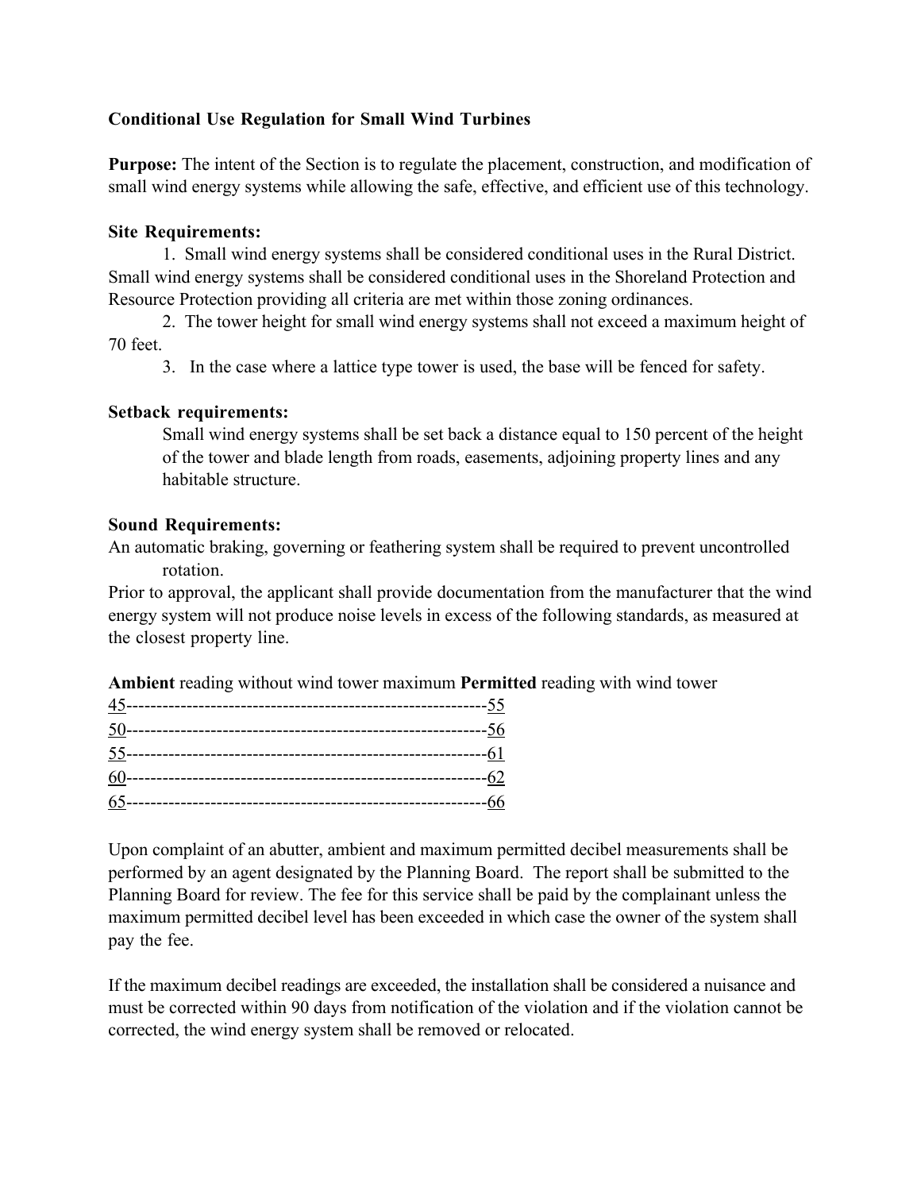**Conditional Use Regulation for Small Wind Turbines**

**Purpose:** The intent of the Section is to regulate the placement, construction, and modification of small wind energy systems while allowing the safe, effective, and efficient use of this technology.

**Site Requirements:**

1. Small wind energy systems shall be considered conditional uses in the Rural District. Small wind energy systems shall be considered conditional uses in the Shoreland Protection and Resource Protection providing all criteria are met within those zoning ordinances.
2. The tower height for small wind energy systems shall not exceed a maximum height of 70 feet.
3. In the case where a lattice type tower is used, the base will be fenced for safety.

**Setback requirements:**

Small wind energy systems shall be set back a distance equal to 150 percent of the height of the tower and blade length from roads, easements, adjoining property lines and any habitable structure.

**Sound Requirements:**

An automatic braking, governing or feathering system shall be required to prevent uncontrolled rotation.

Prior to approval, the applicant shall provide documentation from the manufacturer that the wind energy system will not produce noise levels in excess of the following standards, as measured at the closest property line.

| **Ambient** reading without wind tower | maximum **Permitted** reading with wind tower |
|---|---|
| 45 | 55 |
| 50 | 56 |
| 55 | 61 |
| 60 | 62 |
| 65 | 66 |

Upon complaint of an abutter, ambient and maximum permitted decibel measurements shall be performed by an agent designated by the Planning Board. The report shall be submitted to the Planning Board for review. The fee for this service shall be paid by the complainant unless the maximum permitted decibel level has been exceeded in which case the owner of the system shall pay the fee.

If the maximum decibel readings are exceeded, the installation shall be considered a nuisance and must be corrected within 90 days from notification of the violation and if the violation cannot be corrected, the wind energy system shall be removed or relocated.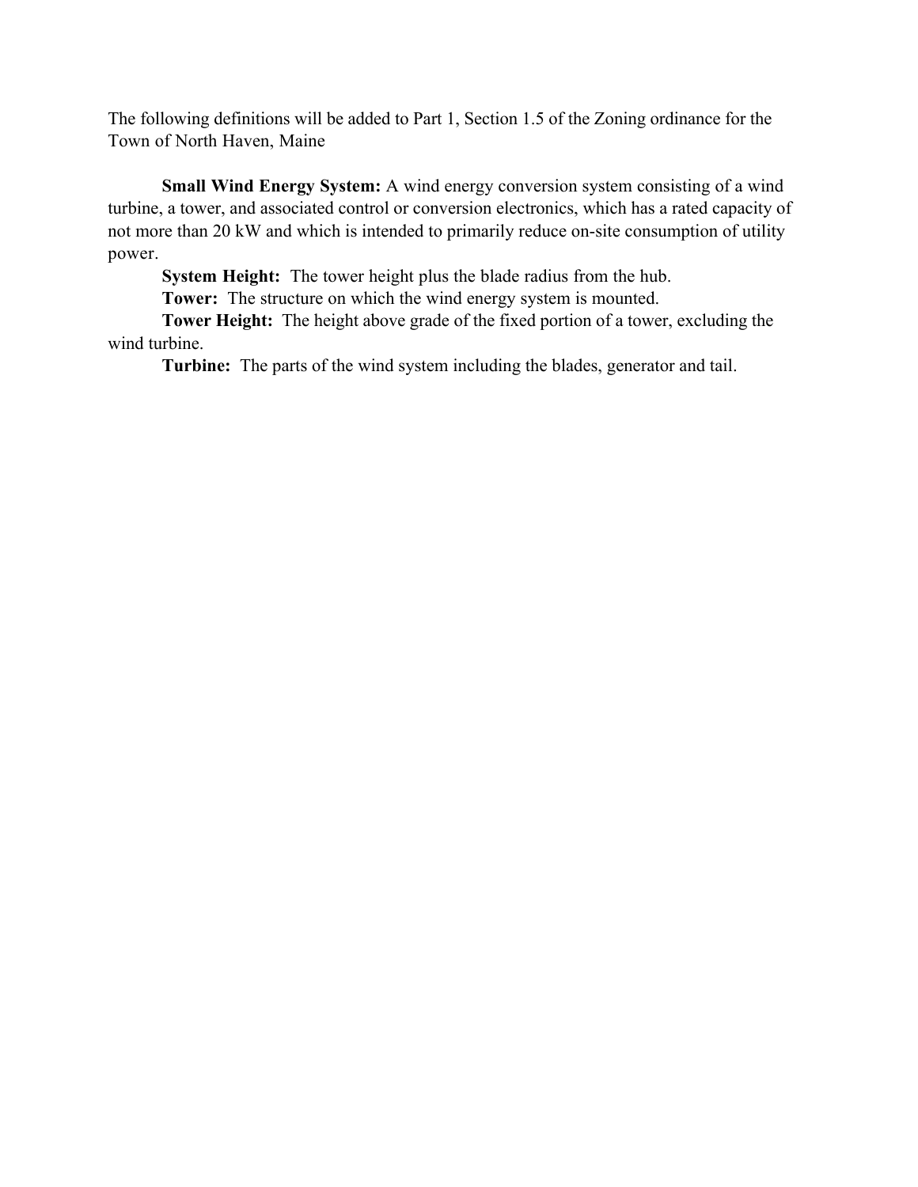The following definitions will be added to Part 1, Section 1.5 of the Zoning ordinance for the Town of North Haven, Maine

**Small Wind Energy System:** A wind energy conversion system consisting of a wind turbine, a tower, and associated control or conversion electronics, which has a rated capacity of not more than 20 kW and which is intended to primarily reduce on-site consumption of utility power.

**System Height:** The tower height plus the blade radius from the hub.

**Tower:** The structure on which the wind energy system is mounted.

**Tower Height:** The height above grade of the fixed portion of a tower, excluding the wind turbine.

**Turbine:** The parts of the wind system including the blades, generator and tail.